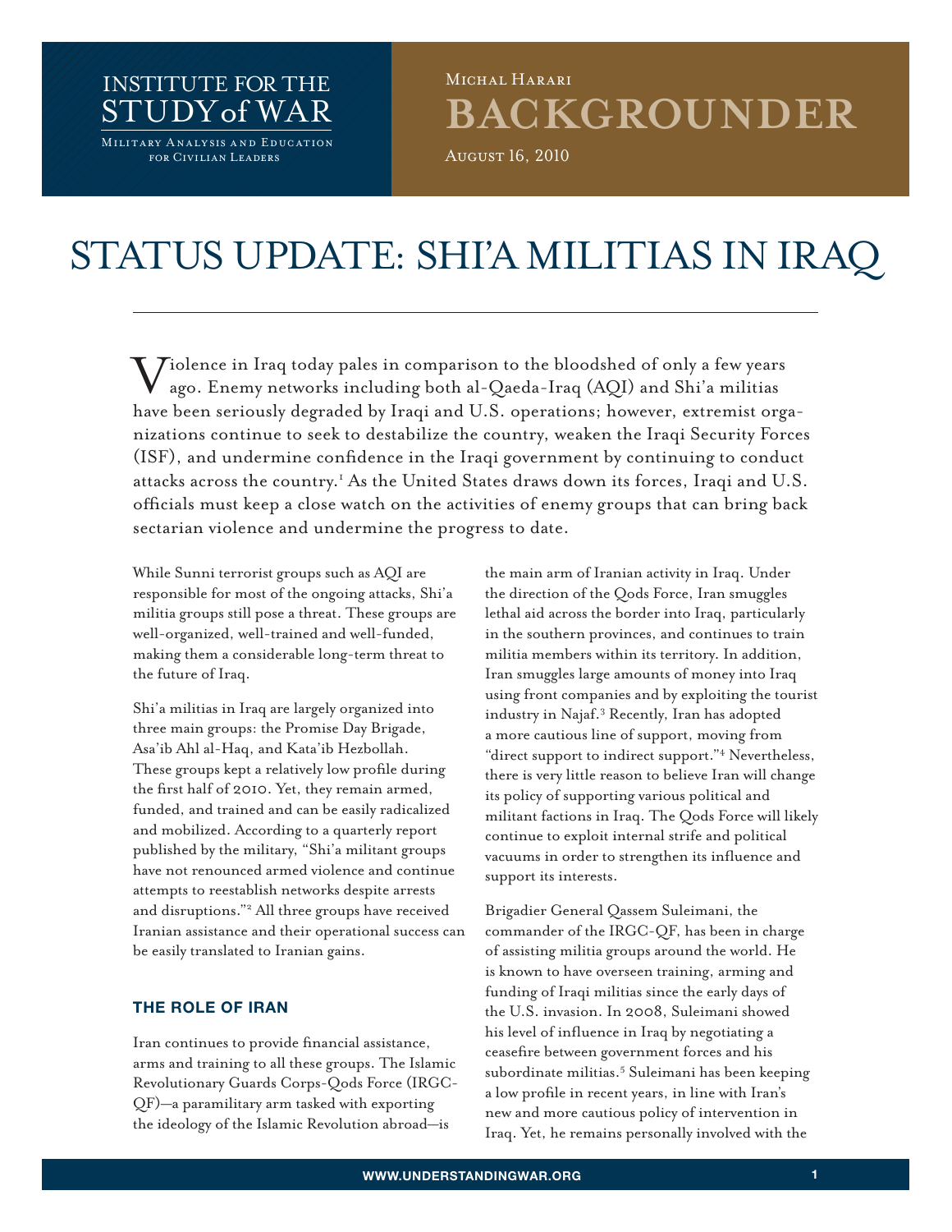INSTITUTE FOR THE STUDY of WAR

Military Analysis and Education for Civilian Leaders

Michal Harari

BACKGROUNDER

August 16, 2010

# STATUS UPDATE: SHI'A MILITIAS IN IRAQ

Violence in Iraq today pales in comparison to the bloodshed of only a few years ago. Enemy networks including both al-Qaeda-Iraq (AQI) and Shi'a militias have been seriously degraded by Iraqi and U.S. operations; however, extremist organizations continue to seek to destabilize the country, weaken the Iraqi Security Forces (ISF), and undermine confidence in the Iraqi government by continuing to conduct attacks across the country.[1] As the United States draws down its forces, Iraqi and U.S. officials must keep a close watch on the activities of enemy groups that can bring back sectarian violence and undermine the progress to date.

While Sunni terrorist groups such as AQI are responsible for most of the ongoing attacks, Shi'a militia groups still pose a threat. These groups are well-organized, well-trained and well-funded, making them a considerable long-term threat to the future of Iraq.

Shi'a militias in Iraq are largely organized into three main groups: the Promise Day Brigade, Asa'ib Ahl al-Haq, and Kata'ib Hezbollah. These groups kept a relatively low profile during the first half of 2010. Yet, they remain armed, funded, and trained and can be easily radicalized and mobilized. According to a quarterly report published by the military, "Shi'a militant groups have not renounced armed violence and continue attempts to reestablish networks despite arrests and disruptions."[2] All three groups have received Iranian assistance and their operational success can be easily translated to Iranian gains.

## THE ROLE OF IRAN

Iran continues to provide financial assistance, arms and training to all these groups. The Islamic Revolutionary Guards Corps-Qods Force (IRGC-QF)—a paramilitary arm tasked with exporting the ideology of the Islamic Revolution abroad—is the main arm of Iranian activity in Iraq. Under the direction of the Qods Force, Iran smuggles lethal aid across the border into Iraq, particularly in the southern provinces, and continues to train militia members within its territory. In addition, Iran smuggles large amounts of money into Iraq using front companies and by exploiting the tourist industry in Najaf.[3] Recently, Iran has adopted a more cautious line of support, moving from "direct support to indirect support."[4] Nevertheless, there is very little reason to believe Iran will change its policy of supporting various political and militant factions in Iraq. The Qods Force will likely continue to exploit internal strife and political vacuums in order to strengthen its influence and support its interests.

Brigadier General Qassem Suleimani, the commander of the IRGC-QF, has been in charge of assisting militia groups around the world. He is known to have overseen training, arming and funding of Iraqi militias since the early days of the U.S. invasion. In 2008, Suleimani showed his level of influence in Iraq by negotiating a ceasefire between government forces and his subordinate militias.[5] Suleimani has been keeping a low profile in recent years, in line with Iran's new and more cautious policy of intervention in Iraq. Yet, he remains personally involved with the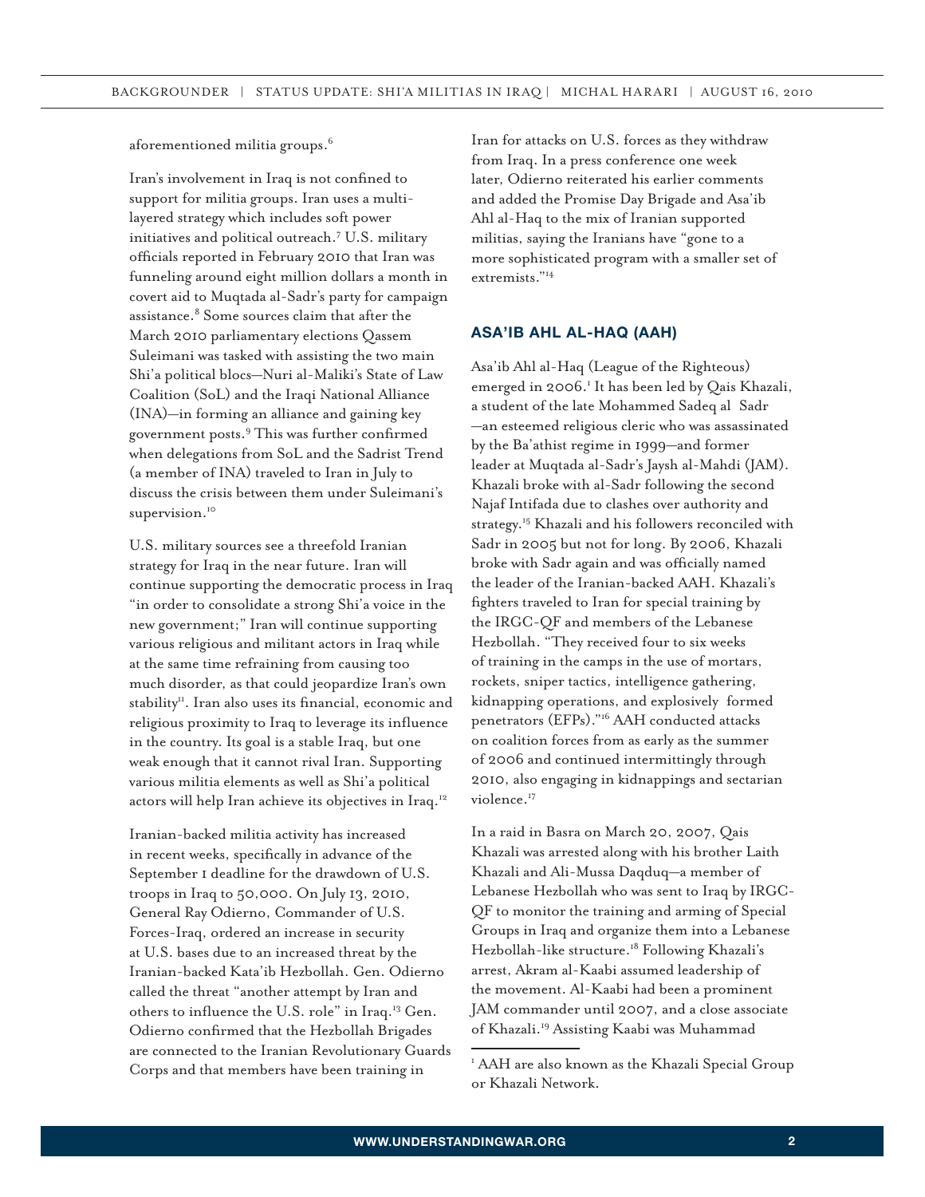aforementioned militia groups.[6]

Iran's involvement in Iraq is not confined to support for militia groups. Iran uses a multi-layered strategy which includes soft power initiatives and political outreach.[7] U.S. military officials reported in February 2010 that Iran was funneling around eight million dollars a month in covert aid to Muqtada al-Sadr's party for campaign assistance.[8] Some sources claim that after the March 2010 parliamentary elections Qassem Suleimani was tasked with assisting the two main Shi'a political blocs—Nuri al-Maliki's State of Law Coalition (SoL) and the Iraqi National Alliance (INA)—in forming an alliance and gaining key government posts.[9] This was further confirmed when delegations from SoL and the Sadrist Trend (a member of INA) traveled to Iran in July to discuss the crisis between them under Suleimani's supervision.[10]

U.S. military sources see a threefold Iranian strategy for Iraq in the near future. Iran will continue supporting the democratic process in Iraq "in order to consolidate a strong Shi'a voice in the new government;" Iran will continue supporting various religious and militant actors in Iraq while at the same time refraining from causing too much disorder, as that could jeopardize Iran's own stability[11]. Iran also uses its financial, economic and religious proximity to Iraq to leverage its influence in the country. Its goal is a stable Iraq, but one weak enough that it cannot rival Iran. Supporting various militia elements as well as Shi'a political actors will help Iran achieve its objectives in Iraq.[12]

Iranian-backed militia activity has increased in recent weeks, specifically in advance of the September 1 deadline for the drawdown of U.S. troops in Iraq to 50,000. On July 13, 2010, General Ray Odierno, Commander of U.S. Forces-Iraq, ordered an increase in security at U.S. bases due to an increased threat by the Iranian-backed Kata'ib Hezbollah. Gen. Odierno called the threat "another attempt by Iran and others to influence the U.S. role" in Iraq.[13] Gen. Odierno confirmed that the Hezbollah Brigades are connected to the Iranian Revolutionary Guards Corps and that members have been training in Iran for attacks on U.S. forces as they withdraw from Iraq. In a press conference one week later, Odierno reiterated his earlier comments and added the Promise Day Brigade and Asa'ib Ahl al-Haq to the mix of Iranian supported militias, saying the Iranians have "gone to a more sophisticated program with a smaller set of extremists."[14]

## ASA'IB AHL AL-HAQ (AAH)

Asa'ib Ahl al-Haq (League of the Righteous) emerged in 2006.[i] It has been led by Qais Khazali, a student of the late Mohammed Sadeq al Sadr —an esteemed religious cleric who was assassinated by the Ba'athist regime in 1999—and former leader at Muqtada al-Sadr's Jaysh al-Mahdi (JAM). Khazali broke with al-Sadr following the second Najaf Intifada due to clashes over authority and strategy.[15] Khazali and his followers reconciled with Sadr in 2005 but not for long. By 2006, Khazali broke with Sadr again and was officially named the leader of the Iranian-backed AAH. Khazali's fighters traveled to Iran for special training by the IRGC-QF and members of the Lebanese Hezbollah. "They received four to six weeks of training in the camps in the use of mortars, rockets, sniper tactics, intelligence gathering, kidnapping operations, and explosively formed penetrators (EFPs)."[16] AAH conducted attacks on coalition forces from as early as the summer of 2006 and continued intermittingly through 2010, also engaging in kidnappings and sectarian violence.[17]

In a raid in Basra on March 20, 2007, Qais Khazali was arrested along with his brother Laith Khazali and Ali-Mussa Daqduq—a member of Lebanese Hezbollah who was sent to Iraq by IRGC-QF to monitor the training and arming of Special Groups in Iraq and organize them into a Lebanese Hezbollah-like structure.[18] Following Khazali's arrest, Akram al-Kaabi assumed leadership of the movement. Al-Kaabi had been a prominent JAM commander until 2007, and a close associate of Khazali.[19] Assisting Kaabi was Muhammad

---

[i] AAH are also known as the Khazali Special Group or Khazali Network.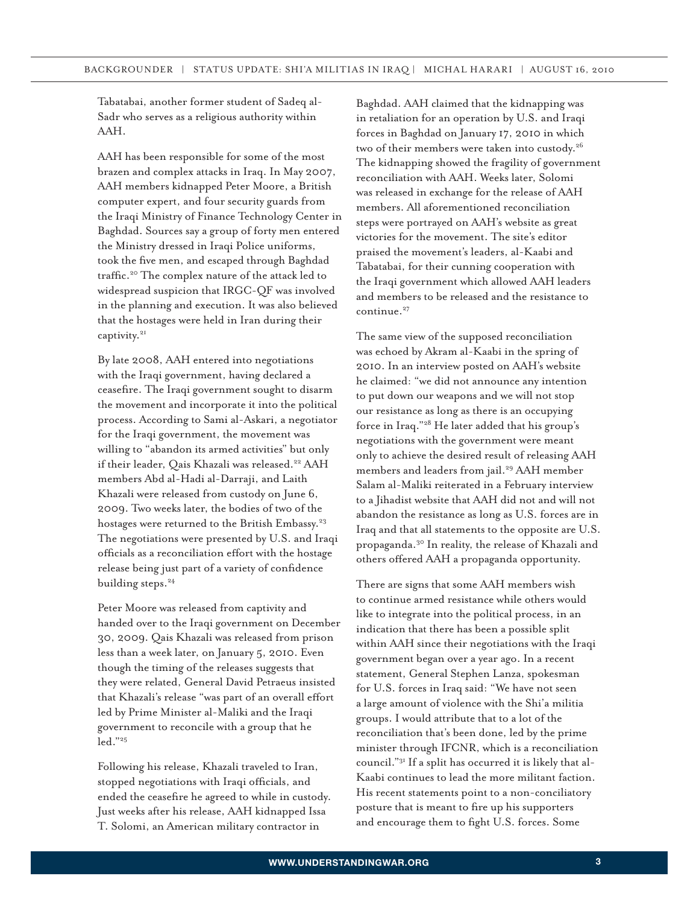Tabatabai, another former student of Sadeq al-Sadr who serves as a religious authority within AAH.

AAH has been responsible for some of the most brazen and complex attacks in Iraq. In May 2007, AAH members kidnapped Peter Moore, a British computer expert, and four security guards from the Iraqi Ministry of Finance Technology Center in Baghdad. Sources say a group of forty men entered the Ministry dressed in Iraqi Police uniforms, took the five men, and escaped through Baghdad traffic.[20] The complex nature of the attack led to widespread suspicion that IRGC-QF was involved in the planning and execution. It was also believed that the hostages were held in Iran during their captivity.[21]

By late 2008, AAH entered into negotiations with the Iraqi government, having declared a ceasefire. The Iraqi government sought to disarm the movement and incorporate it into the political process. According to Sami al-Askari, a negotiator for the Iraqi government, the movement was willing to "abandon its armed activities" but only if their leader, Qais Khazali was released.[22] AAH members Abd al-Hadi al-Darraji, and Laith Khazali were released from custody on June 6, 2009. Two weeks later, the bodies of two of the hostages were returned to the British Embassy.[23] The negotiations were presented by U.S. and Iraqi officials as a reconciliation effort with the hostage release being just part of a variety of confidence building steps.[24]

Peter Moore was released from captivity and handed over to the Iraqi government on December 30, 2009. Qais Khazali was released from prison less than a week later, on January 5, 2010. Even though the timing of the releases suggests that they were related, General David Petraeus insisted that Khazali's release "was part of an overall effort led by Prime Minister al-Maliki and the Iraqi government to reconcile with a group that he led."[25]

Following his release, Khazali traveled to Iran, stopped negotiations with Iraqi officials, and ended the ceasefire he agreed to while in custody. Just weeks after his release, AAH kidnapped Issa T. Solomi, an American military contractor in Baghdad. AAH claimed that the kidnapping was in retaliation for an operation by U.S. and Iraqi forces in Baghdad on January 17, 2010 in which two of their members were taken into custody.[26] The kidnapping showed the fragility of government reconciliation with AAH. Weeks later, Solomi was released in exchange for the release of AAH members. All aforementioned reconciliation steps were portrayed on AAH's website as great victories for the movement. The site's editor praised the movement's leaders, al-Kaabi and Tabatabai, for their cunning cooperation with the Iraqi government which allowed AAH leaders and members to be released and the resistance to continue.[27]

The same view of the supposed reconciliation was echoed by Akram al-Kaabi in the spring of 2010. In an interview posted on AAH's website he claimed: "we did not announce any intention to put down our weapons and we will not stop our resistance as long as there is an occupying force in Iraq."[28] He later added that his group's negotiations with the government were meant only to achieve the desired result of releasing AAH members and leaders from jail.[29] AAH member Salam al-Maliki reiterated in a February interview to a Jihadist website that AAH did not and will not abandon the resistance as long as U.S. forces are in Iraq and that all statements to the opposite are U.S. propaganda.[30] In reality, the release of Khazali and others offered AAH a propaganda opportunity.

There are signs that some AAH members wish to continue armed resistance while others would like to integrate into the political process, in an indication that there has been a possible split within AAH since their negotiations with the Iraqi government began over a year ago. In a recent statement, General Stephen Lanza, spokesman for U.S. forces in Iraq said: "We have not seen a large amount of violence with the Shi'a militia groups. I would attribute that to a lot of the reconciliation that's been done, led by the prime minister through IFCNR, which is a reconciliation council."[31] If a split has occurred it is likely that al-Kaabi continues to lead the more militant faction. His recent statements point to a non-conciliatory posture that is meant to fire up his supporters and encourage them to fight U.S. forces. Some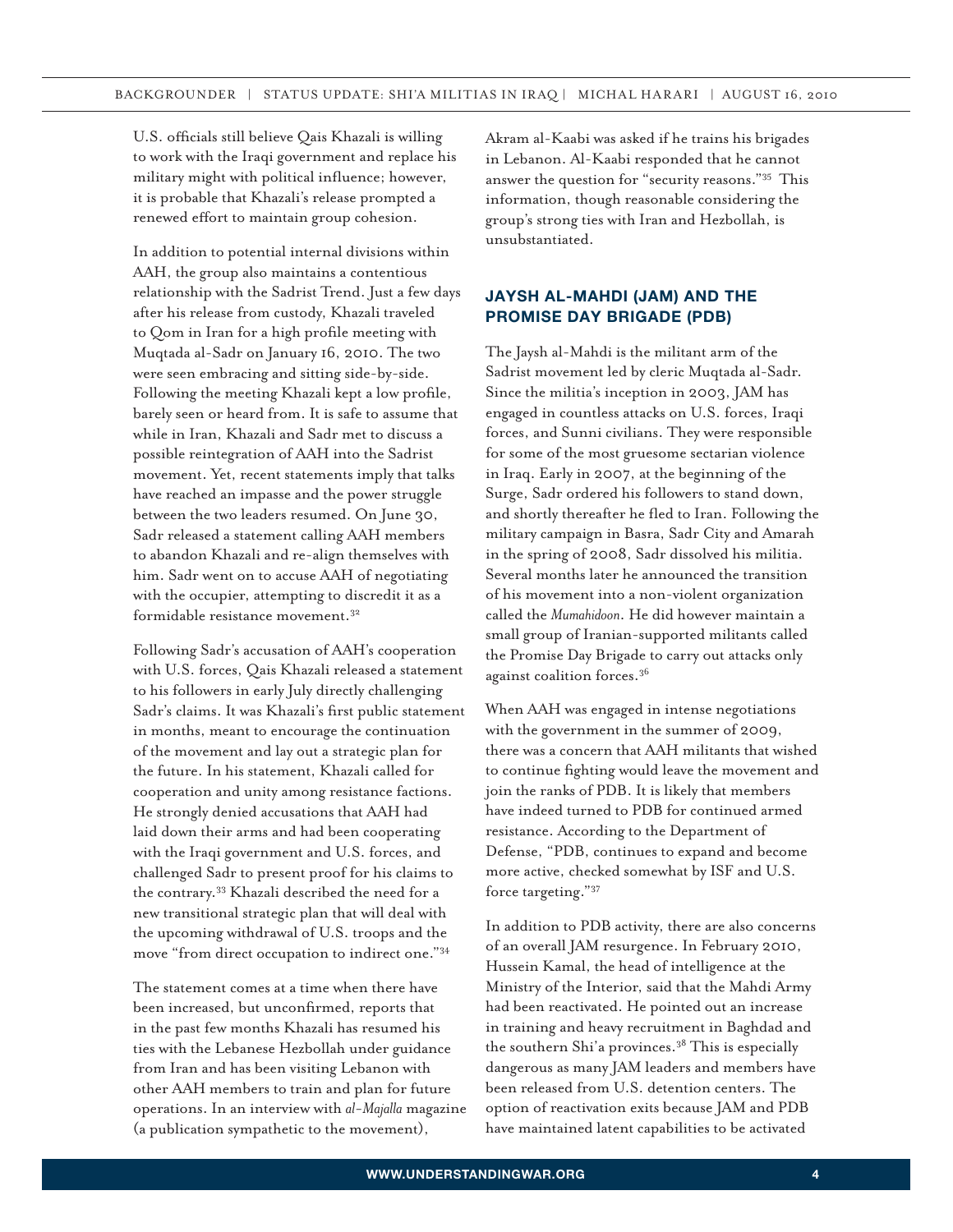U.S. officials still believe Qais Khazali is willing to work with the Iraqi government and replace his military might with political influence; however, it is probable that Khazali's release prompted a renewed effort to maintain group cohesion.

In addition to potential internal divisions within AAH, the group also maintains a contentious relationship with the Sadrist Trend. Just a few days after his release from custody, Khazali traveled to Qom in Iran for a high profile meeting with Muqtada al-Sadr on January 16, 2010. The two were seen embracing and sitting side-by-side. Following the meeting Khazali kept a low profile, barely seen or heard from. It is safe to assume that while in Iran, Khazali and Sadr met to discuss a possible reintegration of AAH into the Sadrist movement. Yet, recent statements imply that talks have reached an impasse and the power struggle between the two leaders resumed. On June 30, Sadr released a statement calling AAH members to abandon Khazali and re-align themselves with him. Sadr went on to accuse AAH of negotiating with the occupier, attempting to discredit it as a formidable resistance movement.[32]

Following Sadr's accusation of AAH's cooperation with U.S. forces, Qais Khazali released a statement to his followers in early July directly challenging Sadr's claims. It was Khazali's first public statement in months, meant to encourage the continuation of the movement and lay out a strategic plan for the future. In his statement, Khazali called for cooperation and unity among resistance factions. He strongly denied accusations that AAH had laid down their arms and had been cooperating with the Iraqi government and U.S. forces, and challenged Sadr to present proof for his claims to the contrary.[33] Khazali described the need for a new transitional strategic plan that will deal with the upcoming withdrawal of U.S. troops and the move "from direct occupation to indirect one."[34]

The statement comes at a time when there have been increased, but unconfirmed, reports that in the past few months Khazali has resumed his ties with the Lebanese Hezbollah under guidance from Iran and has been visiting Lebanon with other AAH members to train and plan for future operations. In an interview with *al-Majalla* magazine (a publication sympathetic to the movement), Akram al-Kaabi was asked if he trains his brigades in Lebanon. Al-Kaabi responded that he cannot answer the question for "security reasons."[35] This information, though reasonable considering the group's strong ties with Iran and Hezbollah, is unsubstantiated.

## JAYSH AL-MAHDI (JAM) AND THE PROMISE DAY BRIGADE (PDB)

The Jaysh al-Mahdi is the militant arm of the Sadrist movement led by cleric Muqtada al-Sadr. Since the militia's inception in 2003, JAM has engaged in countless attacks on U.S. forces, Iraqi forces, and Sunni civilians. They were responsible for some of the most gruesome sectarian violence in Iraq. Early in 2007, at the beginning of the Surge, Sadr ordered his followers to stand down, and shortly thereafter he fled to Iran. Following the military campaign in Basra, Sadr City and Amarah in the spring of 2008, Sadr dissolved his militia. Several months later he announced the transition of his movement into a non-violent organization called the *Mumahidoon*. He did however maintain a small group of Iranian-supported militants called the Promise Day Brigade to carry out attacks only against coalition forces.[36]

When AAH was engaged in intense negotiations with the government in the summer of 2009, there was a concern that AAH militants that wished to continue fighting would leave the movement and join the ranks of PDB. It is likely that members have indeed turned to PDB for continued armed resistance. According to the Department of Defense, "PDB, continues to expand and become more active, checked somewhat by ISF and U.S. force targeting."[37]

In addition to PDB activity, there are also concerns of an overall JAM resurgence. In February 2010, Hussein Kamal, the head of intelligence at the Ministry of the Interior, said that the Mahdi Army had been reactivated. He pointed out an increase in training and heavy recruitment in Baghdad and the southern Shi'a provinces.[38] This is especially dangerous as many JAM leaders and members have been released from U.S. detention centers. The option of reactivation exits because JAM and PDB have maintained latent capabilities to be activated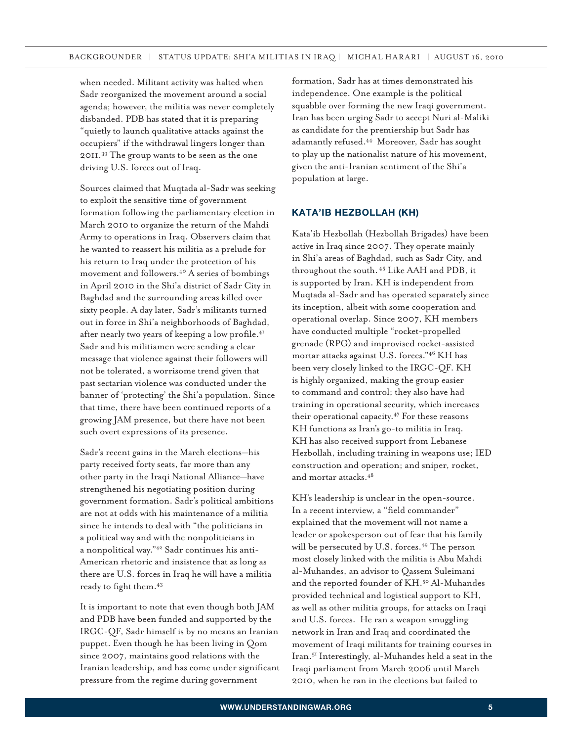when needed. Militant activity was halted when Sadr reorganized the movement around a social agenda; however, the militia was never completely disbanded. PDB has stated that it is preparing "quietly to launch qualitative attacks against the occupiers" if the withdrawal lingers longer than 2011.[39] The group wants to be seen as the one driving U.S. forces out of Iraq.

Sources claimed that Muqtada al-Sadr was seeking to exploit the sensitive time of government formation following the parliamentary election in March 2010 to organize the return of the Mahdi Army to operations in Iraq. Observers claim that he wanted to reassert his militia as a prelude for his return to Iraq under the protection of his movement and followers.[40] A series of bombings in April 2010 in the Shi'a district of Sadr City in Baghdad and the surrounding areas killed over sixty people. A day later, Sadr's militants turned out in force in Shi'a neighborhoods of Baghdad, after nearly two years of keeping a low profile.[41] Sadr and his militiamen were sending a clear message that violence against their followers will not be tolerated, a worrisome trend given that past sectarian violence was conducted under the banner of 'protecting' the Shi'a population. Since that time, there have been continued reports of a growing JAM presence, but there have not been such overt expressions of its presence.

Sadr's recent gains in the March elections—his party received forty seats, far more than any other party in the Iraqi National Alliance—have strengthened his negotiating position during government formation. Sadr's political ambitions are not at odds with his maintenance of a militia since he intends to deal with "the politicians in a political way and with the nonpoliticians in a nonpolitical way."[42] Sadr continues his anti-American rhetoric and insistence that as long as there are U.S. forces in Iraq he will have a militia ready to fight them.[43]

It is important to note that even though both JAM and PDB have been funded and supported by the IRGC-QF, Sadr himself is by no means an Iranian puppet. Even though he has been living in Qom since 2007, maintains good relations with the Iranian leadership, and has come under significant pressure from the regime during government formation, Sadr has at times demonstrated his independence. One example is the political squabble over forming the new Iraqi government. Iran has been urging Sadr to accept Nuri al-Maliki as candidate for the premiership but Sadr has adamantly refused.[44] Moreover, Sadr has sought to play up the nationalist nature of his movement, given the anti-Iranian sentiment of the Shi'a population at large.

## KATA'IB HEZBOLLAH (KH)

Kata'ib Hezbollah (Hezbollah Brigades) have been active in Iraq since 2007. They operate mainly in Shi'a areas of Baghdad, such as Sadr City, and throughout the south.[45] Like AAH and PDB, it is supported by Iran. KH is independent from Muqtada al-Sadr and has operated separately since its inception, albeit with some cooperation and operational overlap. Since 2007, KH members have conducted multiple "rocket-propelled grenade (RPG) and improvised rocket-assisted mortar attacks against U.S. forces."[46] KH has been very closely linked to the IRGC-QF. KH is highly organized, making the group easier to command and control; they also have had training in operational security, which increases their operational capacity.[47] For these reasons KH functions as Iran's go-to militia in Iraq. KH has also received support from Lebanese Hezbollah, including training in weapons use; IED construction and operation; and sniper, rocket, and mortar attacks.[48]

KH's leadership is unclear in the open-source. In a recent interview, a "field commander" explained that the movement will not name a leader or spokesperson out of fear that his family will be persecuted by U.S. forces.[49] The person most closely linked with the militia is Abu Mahdi al-Muhandes, an advisor to Qassem Suleimani and the reported founder of KH.[50] Al-Muhandes provided technical and logistical support to KH, as well as other militia groups, for attacks on Iraqi and U.S. forces. He ran a weapon smuggling network in Iran and Iraq and coordinated the movement of Iraqi militants for training courses in Iran.[51] Interestingly, al-Muhandes held a seat in the Iraqi parliament from March 2006 until March 2010, when he ran in the elections but failed to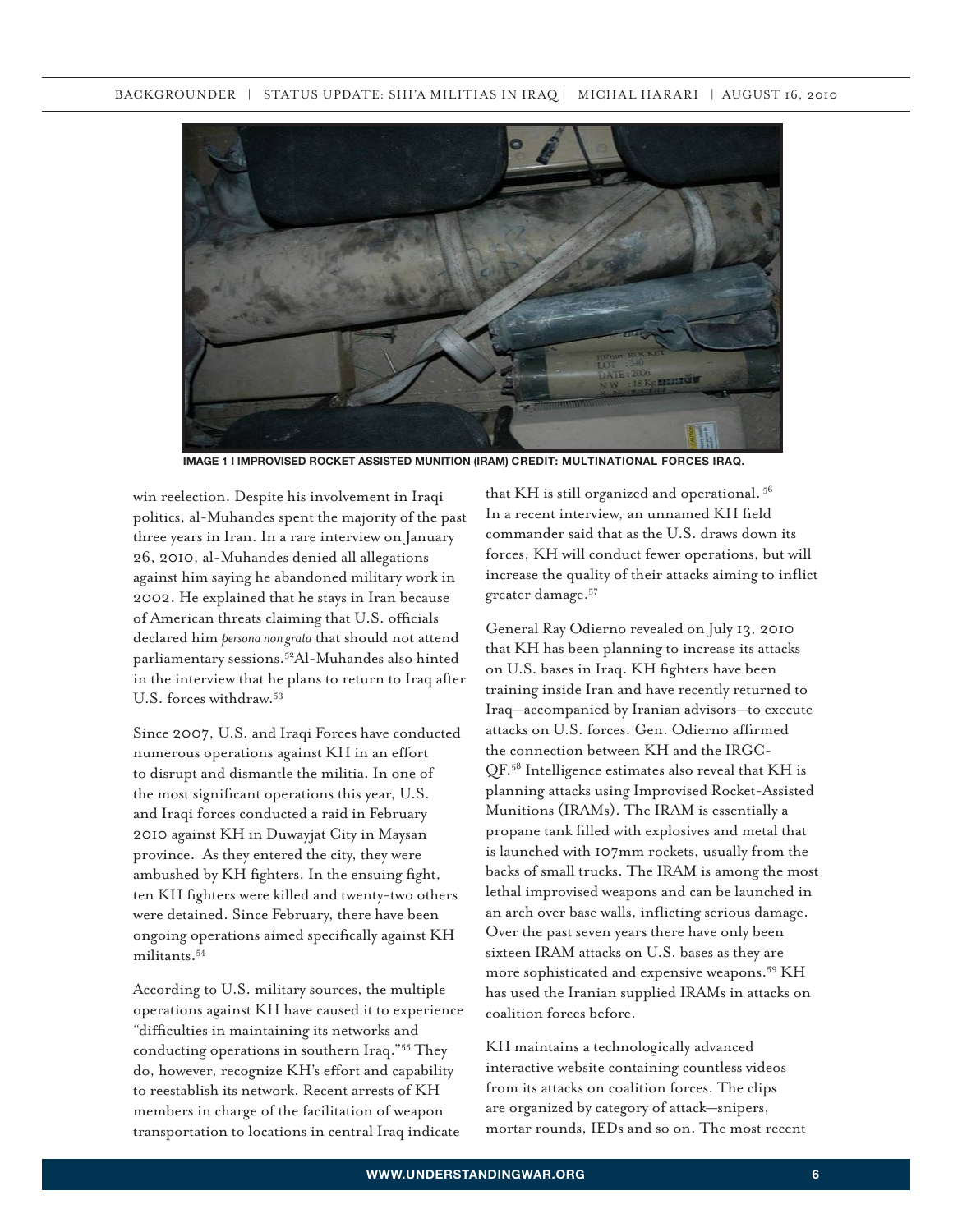IMAGE 1 I IMPROVISED ROCKET ASSISTED MUNITION (IRAM) CREDIT: MULTINATIONAL FORCES IRAQ.

win reelection. Despite his involvement in Iraqi politics, al-Muhandes spent the majority of the past three years in Iran. In a rare interview on January 26, 2010, al-Muhandes denied all allegations against him saying he abandoned military work in 2002. He explained that he stays in Iran because of American threats claiming that U.S. officials declared him *persona non grata* that should not attend parliamentary sessions.[52] Al-Muhandes also hinted in the interview that he plans to return to Iraq after U.S. forces withdraw.[53]

Since 2007, U.S. and Iraqi Forces have conducted numerous operations against KH in an effort to disrupt and dismantle the militia. In one of the most significant operations this year, U.S. and Iraqi forces conducted a raid in February 2010 against KH in Duwayjat City in Maysan province. As they entered the city, they were ambushed by KH fighters. In the ensuing fight, ten KH fighters were killed and twenty-two others were detained. Since February, there have been ongoing operations aimed specifically against KH militants.[54]

According to U.S. military sources, the multiple operations against KH have caused it to experience "difficulties in maintaining its networks and conducting operations in southern Iraq."[55] They do, however, recognize KH's effort and capability to reestablish its network. Recent arrests of KH members in charge of the facilitation of weapon transportation to locations in central Iraq indicate that KH is still organized and operational.[56] In a recent interview, an unnamed KH field commander said that as the U.S. draws down its forces, KH will conduct fewer operations, but will increase the quality of their attacks aiming to inflict greater damage.[57]

General Ray Odierno revealed on July 13, 2010 that KH has been planning to increase its attacks on U.S. bases in Iraq. KH fighters have been training inside Iran and have recently returned to Iraq—accompanied by Iranian advisors—to execute attacks on U.S. forces. Gen. Odierno affirmed the connection between KH and the IRGC-QF.[58] Intelligence estimates also reveal that KH is planning attacks using Improvised Rocket-Assisted Munitions (IRAMs). The IRAM is essentially a propane tank filled with explosives and metal that is launched with 107mm rockets, usually from the backs of small trucks. The IRAM is among the most lethal improvised weapons and can be launched in an arch over base walls, inflicting serious damage. Over the past seven years there have only been sixteen IRAM attacks on U.S. bases as they are more sophisticated and expensive weapons.[59] KH has used the Iranian supplied IRAMs in attacks on coalition forces before.

KH maintains a technologically advanced interactive website containing countless videos from its attacks on coalition forces. The clips are organized by category of attack—snipers, mortar rounds, IEDs and so on. The most recent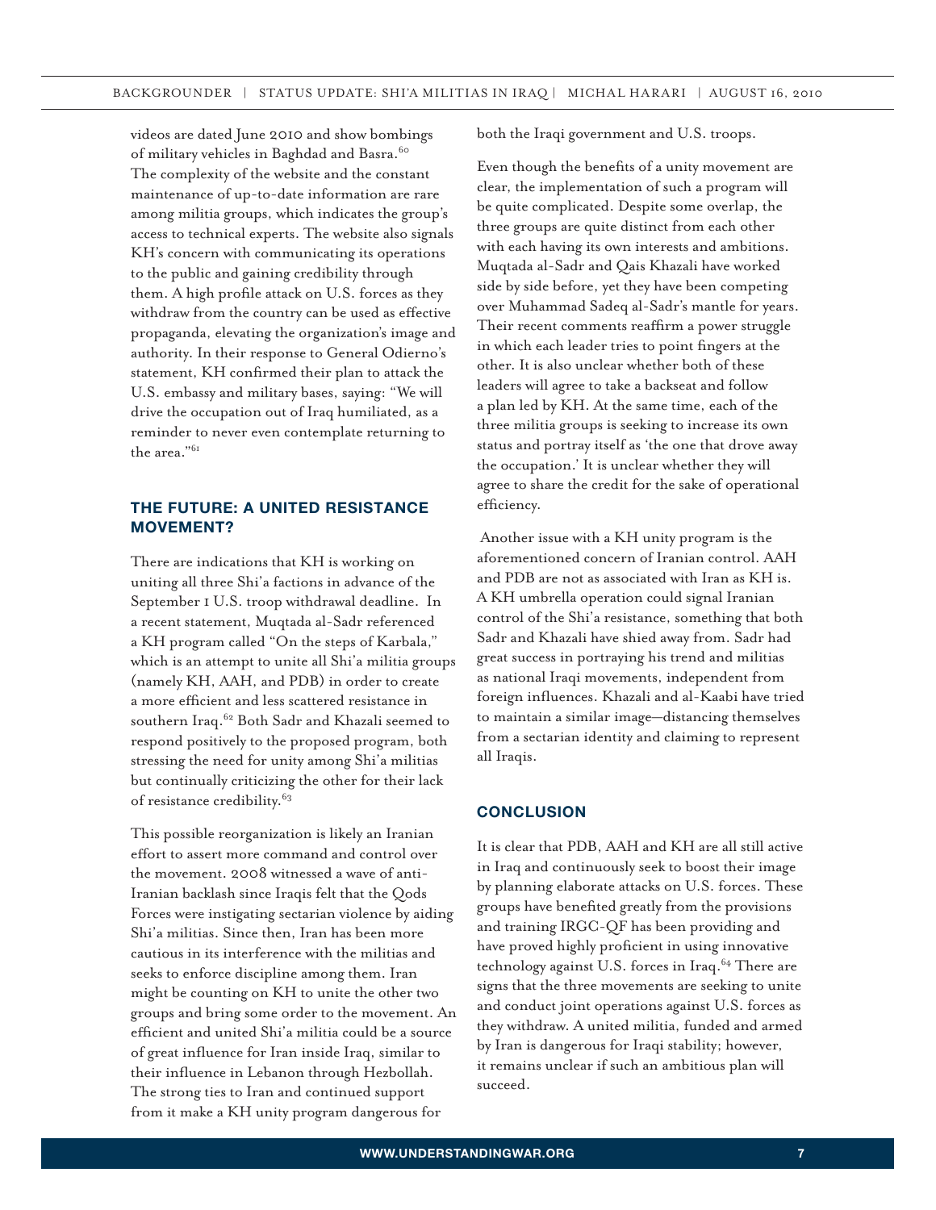videos are dated June 2010 and show bombings of military vehicles in Baghdad and Basra.[60] The complexity of the website and the constant maintenance of up-to-date information are rare among militia groups, which indicates the group's access to technical experts. The website also signals KH's concern with communicating its operations to the public and gaining credibility through them. A high profile attack on U.S. forces as they withdraw from the country can be used as effective propaganda, elevating the organization's image and authority. In their response to General Odierno's statement, KH confirmed their plan to attack the U.S. embassy and military bases, saying: "We will drive the occupation out of Iraq humiliated, as a reminder to never even contemplate returning to the area."[61]

## THE FUTURE: A UNITED RESISTANCE MOVEMENT?

There are indications that KH is working on uniting all three Shi'a factions in advance of the September 1 U.S. troop withdrawal deadline. In a recent statement, Muqtada al-Sadr referenced a KH program called "On the steps of Karbala," which is an attempt to unite all Shi'a militia groups (namely KH, AAH, and PDB) in order to create a more efficient and less scattered resistance in southern Iraq.[62] Both Sadr and Khazali seemed to respond positively to the proposed program, both stressing the need for unity among Shi'a militias but continually criticizing the other for their lack of resistance credibility.[63]

This possible reorganization is likely an Iranian effort to assert more command and control over the movement. 2008 witnessed a wave of anti-Iranian backlash since Iraqis felt that the Qods Forces were instigating sectarian violence by aiding Shi'a militias. Since then, Iran has been more cautious in its interference with the militias and seeks to enforce discipline among them. Iran might be counting on KH to unite the other two groups and bring some order to the movement. An efficient and united Shi'a militia could be a source of great influence for Iran inside Iraq, similar to their influence in Lebanon through Hezbollah. The strong ties to Iran and continued support from it make a KH unity program dangerous for both the Iraqi government and U.S. troops.

Even though the benefits of a unity movement are clear, the implementation of such a program will be quite complicated. Despite some overlap, the three groups are quite distinct from each other with each having its own interests and ambitions. Muqtada al-Sadr and Qais Khazali have worked side by side before, yet they have been competing over Muhammad Sadeq al-Sadr's mantle for years. Their recent comments reaffirm a power struggle in which each leader tries to point fingers at the other. It is also unclear whether both of these leaders will agree to take a backseat and follow a plan led by KH. At the same time, each of the three militia groups is seeking to increase its own status and portray itself as 'the one that drove away the occupation.' It is unclear whether they will agree to share the credit for the sake of operational efficiency.

Another issue with a KH unity program is the aforementioned concern of Iranian control. AAH and PDB are not as associated with Iran as KH is. A KH umbrella operation could signal Iranian control of the Shi'a resistance, something that both Sadr and Khazali have shied away from. Sadr had great success in portraying his trend and militias as national Iraqi movements, independent from foreign influences. Khazali and al-Kaabi have tried to maintain a similar image—distancing themselves from a sectarian identity and claiming to represent all Iraqis.

## CONCLUSION

It is clear that PDB, AAH and KH are all still active in Iraq and continuously seek to boost their image by planning elaborate attacks on U.S. forces. These groups have benefited greatly from the provisions and training IRGC-QF has been providing and have proved highly proficient in using innovative technology against U.S. forces in Iraq.[64] There are signs that the three movements are seeking to unite and conduct joint operations against U.S. forces as they withdraw. A united militia, funded and armed by Iran is dangerous for Iraqi stability; however, it remains unclear if such an ambitious plan will succeed.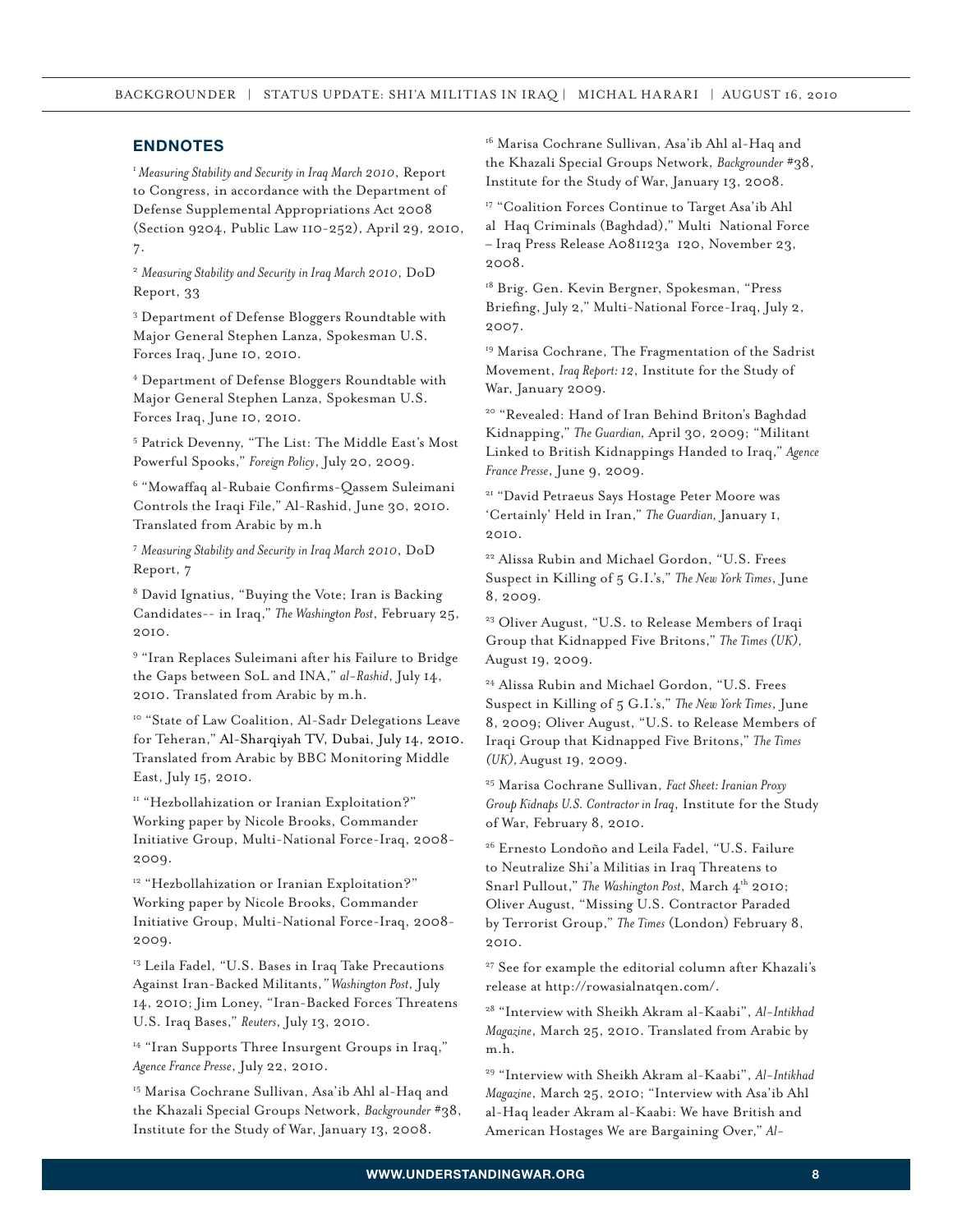## ENDNOTES

[1] *Measuring Stability and Security in Iraq March 2010*, Report to Congress, in accordance with the Department of Defense Supplemental Appropriations Act 2008 (Section 9204, Public Law 110-252), April 29, 2010, 7.

[2] *Measuring Stability and Security in Iraq March 2010*, DoD Report, 33

[3] Department of Defense Bloggers Roundtable with Major General Stephen Lanza, Spokesman U.S. Forces Iraq, June 10, 2010.

[4] Department of Defense Bloggers Roundtable with Major General Stephen Lanza, Spokesman U.S. Forces Iraq, June 10, 2010.

[5] Patrick Devenny, "The List: The Middle East's Most Powerful Spooks," *Foreign Policy*, July 20, 2009.

[6] "Mowaffaq al-Rubaie Confirms-Qassem Suleimani Controls the Iraqi File," Al-Rashid, June 30, 2010. Translated from Arabic by m.h

[7] *Measuring Stability and Security in Iraq March 2010*, DoD Report, 7

[8] David Ignatius, "Buying the Vote; Iran is Backing Candidates-- in Iraq," *The Washington Post*, February 25, 2010.

[9] "Iran Replaces Suleimani after his Failure to Bridge the Gaps between SoL and INA," *al-Rashid*, July 14, 2010. Translated from Arabic by m.h.

[10] "State of Law Coalition, Al-Sadr Delegations Leave for Teheran," Al-Sharqiyah TV, Dubai, July 14, 2010. Translated from Arabic by BBC Monitoring Middle East, July 15, 2010.

[11] "Hezbollahization or Iranian Exploitation?" Working paper by Nicole Brooks, Commander Initiative Group, Multi-National Force-Iraq, 2008-2009.

[12] "Hezbollahization or Iranian Exploitation?" Working paper by Nicole Brooks, Commander Initiative Group, Multi-National Force-Iraq, 2008-2009.

[13] Leila Fadel, "U.S. Bases in Iraq Take Precautions Against Iran-Backed Militants,*" Washington Post*, July 14, 2010; Jim Loney, "Iran-Backed Forces Threatens U.S. Iraq Bases," *Reuters*, July 13, 2010.

[14] "Iran Supports Three Insurgent Groups in Iraq," *Agence France Presse*, July 22, 2010.

[15] Marisa Cochrane Sullivan, Asa'ib Ahl al-Haq and the Khazali Special Groups Network, *Backgrounder* #38, Institute for the Study of War, January 13, 2008.

[16] Marisa Cochrane Sullivan, Asa'ib Ahl al-Haq and the Khazali Special Groups Network, *Backgrounder* #38, Institute for the Study of War, January 13, 2008.

[17] "Coalition Forces Continue to Target Asa'ib Ahl al Haq Criminals (Baghdad)," Multi National Force – Iraq Press Release A081123a 120, November 23, 2008.

[18] Brig. Gen. Kevin Bergner, Spokesman, "Press Briefing, July 2," Multi-National Force-Iraq, July 2, 2007.

[19] Marisa Cochrane, The Fragmentation of the Sadrist Movement, *Iraq Report: 12*, Institute for the Study of War, January 2009.

[20] "Revealed: Hand of Iran Behind Briton's Baghdad Kidnapping," *The Guardian,* April 30, 2009; "Militant Linked to British Kidnappings Handed to Iraq," *Agence France Presse*, June 9, 2009.

[21] "David Petraeus Says Hostage Peter Moore was 'Certainly' Held in Iran," *The Guardian,* January 1, 2010.

[22] Alissa Rubin and Michael Gordon, "U.S. Frees Suspect in Killing of 5 G.I.'s," *The New York Times*, June 8, 2009.

[23] Oliver August, "U.S. to Release Members of Iraqi Group that Kidnapped Five Britons," *The Times (UK),* August 19, 2009.

[24] Alissa Rubin and Michael Gordon, "U.S. Frees Suspect in Killing of 5 G.I.'s," *The New York Times*, June 8, 2009; Oliver August, "U.S. to Release Members of Iraqi Group that Kidnapped Five Britons," *The Times (UK),* August 19, 2009.

[25] Marisa Cochrane Sullivan, *Fact Sheet: Iranian Proxy Group Kidnaps U.S. Contractor in Iraq*, Institute for the Study of War, February 8, 2010.

[26] Ernesto Londoño and Leila Fadel, "U.S. Failure to Neutralize Shi'a Militias in Iraq Threatens to Snarl Pullout," *The Washington Post*, March 4th 2010; Oliver August, "Missing U.S. Contractor Paraded by Terrorist Group," *The Times* (London) February 8, 2010.

[27] See for example the editorial column after Khazali's release at http://rowasialnatqen.com/.

[28] "Interview with Sheikh Akram al-Kaabi", *Al-Intikhad Magazine*, March 25, 2010. Translated from Arabic by m.h.

[29] "Interview with Sheikh Akram al-Kaabi", *Al-Intikhad Magazine*, March 25, 2010; "Interview with Asa'ib Ahl al-Haq leader Akram al-Kaabi: We have British and American Hostages We are Bargaining Over," *Al-*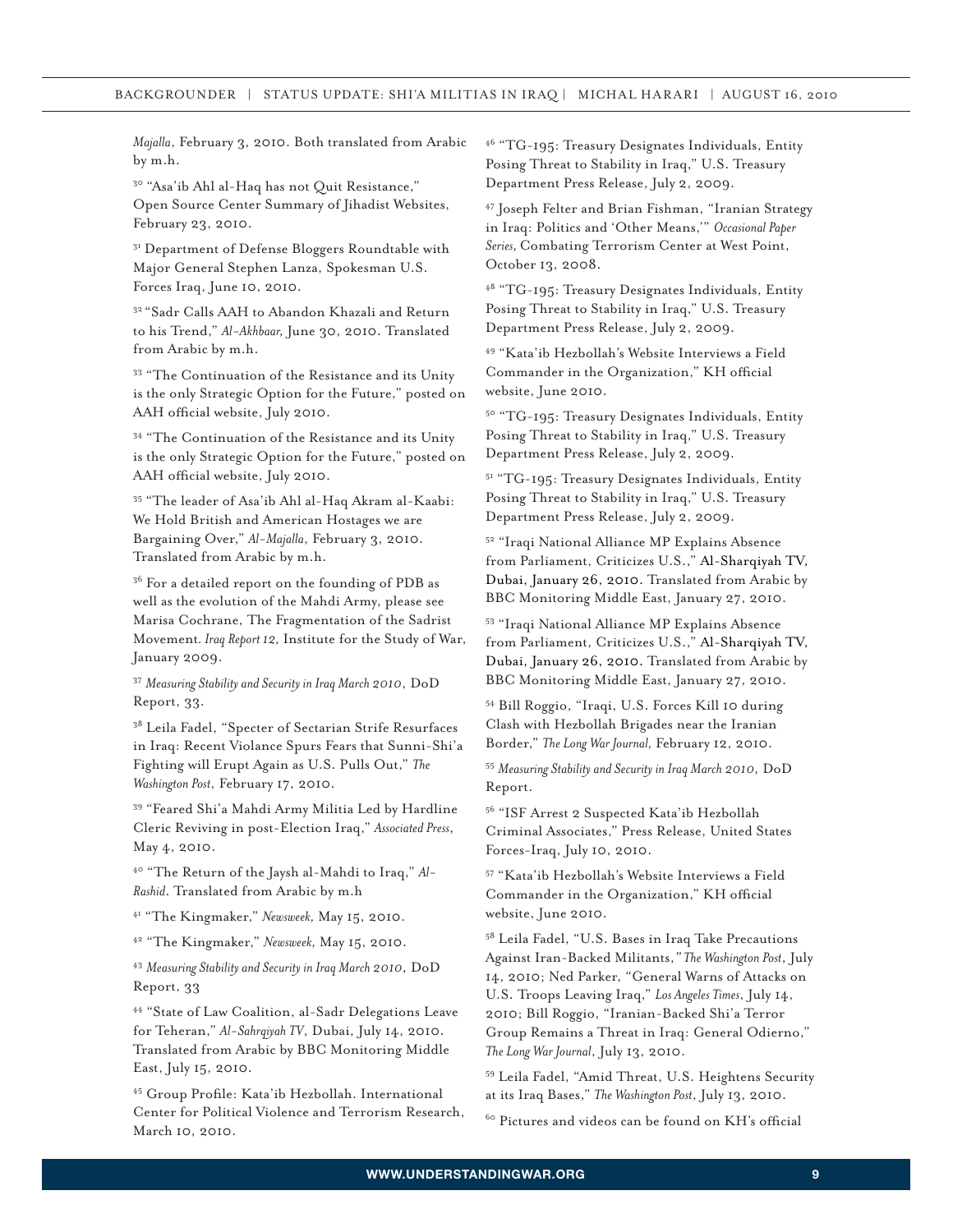*Majalla*, February 3, 2010. Both translated from Arabic by m.h.

[30] "Asa'ib Ahl al-Haq has not Quit Resistance," Open Source Center Summary of Jihadist Websites, February 23, 2010.

[31] Department of Defense Bloggers Roundtable with Major General Stephen Lanza, Spokesman U.S. Forces Iraq, June 10, 2010.

[32] "Sadr Calls AAH to Abandon Khazali and Return to his Trend," *Al-Akhbaar*, June 30, 2010. Translated from Arabic by m.h.

[33] "The Continuation of the Resistance and its Unity is the only Strategic Option for the Future," posted on AAH official website, July 2010.

[34] "The Continuation of the Resistance and its Unity is the only Strategic Option for the Future," posted on AAH official website, July 2010.

[35] "The leader of Asa'ib Ahl al-Haq Akram al-Kaabi: We Hold British and American Hostages we are Bargaining Over," *Al-Majalla*, February 3, 2010. Translated from Arabic by m.h.

[36] For a detailed report on the founding of PDB as well as the evolution of the Mahdi Army, please see Marisa Cochrane, The Fragmentation of the Sadrist Movement. *Iraq Report 12,* Institute for the Study of War, January 2009.

[37] *Measuring Stability and Security in Iraq March 2010*, DoD Report, 33.

[38] Leila Fadel, "Specter of Sectarian Strife Resurfaces in Iraq: Recent Violance Spurs Fears that Sunni-Shi'a Fighting will Erupt Again as U.S. Pulls Out," *The Washington Post*, February 17, 2010.

[39] "Feared Shi'a Mahdi Army Militia Led by Hardline Cleric Reviving in post-Election Iraq," *Associated Press*, May 4, 2010.

[40] "The Return of the Jaysh al-Mahdi to Iraq," *Al-Rashid*. Translated from Arabic by m.h

[41] "The Kingmaker," *Newsweek,* May 15, 2010.

[42] "The Kingmaker," *Newsweek,* May 15, 2010.

[43] *Measuring Stability and Security in Iraq March 2010*, DoD Report, 33

[44] "State of Law Coalition, al-Sadr Delegations Leave for Teheran," *Al-Sahrqiyah TV*, Dubai, July 14, 2010. Translated from Arabic by BBC Monitoring Middle East, July 15, 2010.

[45] Group Profile: Kata'ib Hezbollah. International Center for Political Violence and Terrorism Research, March 10, 2010.

[46] "TG-195: Treasury Designates Individuals, Entity Posing Threat to Stability in Iraq," U.S. Treasury Department Press Release, July 2, 2009.

[47] Joseph Felter and Brian Fishman, "Iranian Strategy in Iraq: Politics and 'Other Means,'" *Occasional Paper Series,* Combating Terrorism Center at West Point, October 13, 2008.

[48] "TG-195: Treasury Designates Individuals, Entity Posing Threat to Stability in Iraq," U.S. Treasury Department Press Release, July 2, 2009.

[49] "Kata'ib Hezbollah's Website Interviews a Field Commander in the Organization," KH official website, June 2010.

[50] "TG-195: Treasury Designates Individuals, Entity Posing Threat to Stability in Iraq," U.S. Treasury Department Press Release, July 2, 2009.

[51] "TG-195: Treasury Designates Individuals, Entity Posing Threat to Stability in Iraq," U.S. Treasury Department Press Release, July 2, 2009.

[52] "Iraqi National Alliance MP Explains Absence from Parliament, Criticizes U.S.," Al-Sharqiyah TV, Dubai, January 26, 2010. Translated from Arabic by BBC Monitoring Middle East, January 27, 2010.

[53] "Iraqi National Alliance MP Explains Absence from Parliament, Criticizes U.S.," Al-Sharqiyah TV, Dubai, January 26, 2010. Translated from Arabic by BBC Monitoring Middle East, January 27, 2010.

[54] Bill Roggio, "Iraqi, U.S. Forces Kill 10 during Clash with Hezbollah Brigades near the Iranian Border," *The Long War Journal,* February 12, 2010.

[55] *Measuring Stability and Security in Iraq March 2010*, DoD Report.

[56] "ISF Arrest 2 Suspected Kata'ib Hezbollah Criminal Associates," Press Release, United States Forces-Iraq, July 10, 2010.

[57] "Kata'ib Hezbollah's Website Interviews a Field Commander in the Organization," KH official website, June 2010.

[58] Leila Fadel, "U.S. Bases in Iraq Take Precautions Against Iran-Backed Militants," *The Washington Post*, July 14, 2010; Ned Parker, "General Warns of Attacks on U.S. Troops Leaving Iraq," *Los Angeles Times*, July 14, 2010; Bill Roggio, "Iranian-Backed Shi'a Terror Group Remains a Threat in Iraq: General Odierno," *The Long War Journal*, July 13, 2010.

[59] Leila Fadel, "Amid Threat, U.S. Heightens Security at its Iraq Bases," *The Washington Post*, July 13, 2010.

[60] Pictures and videos can be found on KH's official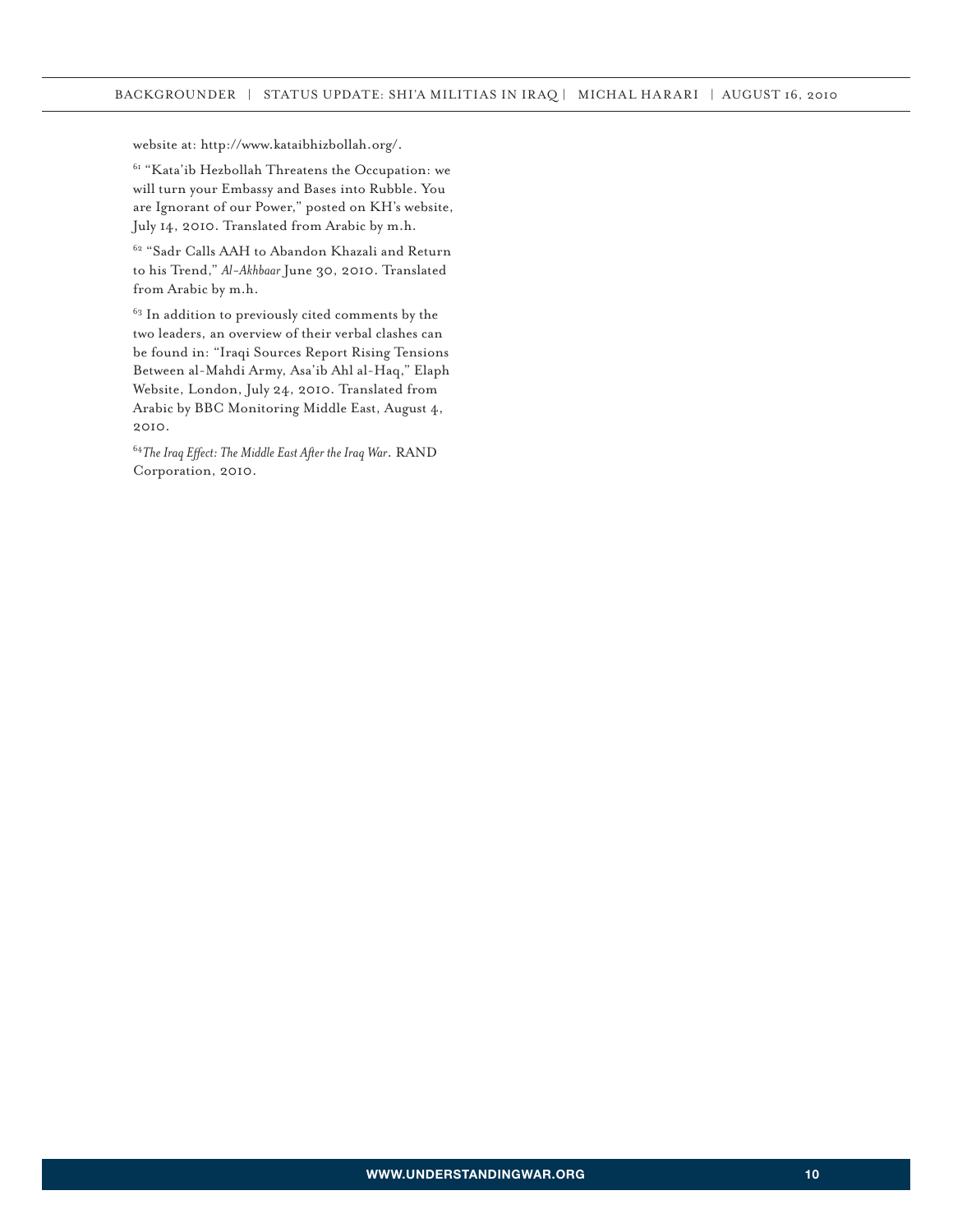website at: http://www.kataibhizbollah.org/.

[61] "Kata'ib Hezbollah Threatens the Occupation: we will turn your Embassy and Bases into Rubble. You are Ignorant of our Power," posted on KH's website, July 14, 2010. Translated from Arabic by m.h.

[62] "Sadr Calls AAH to Abandon Khazali and Return to his Trend," *Al-Akhbaar* June 30, 2010. Translated from Arabic by m.h.

[63] In addition to previously cited comments by the two leaders, an overview of their verbal clashes can be found in: "Iraqi Sources Report Rising Tensions Between al-Mahdi Army, Asa'ib Ahl al-Haq," Elaph Website, London, July 24, 2010. Translated from Arabic by BBC Monitoring Middle East, August 4, 2010.

[64] *The Iraq Effect: The Middle East After the Iraq War*. RAND Corporation, 2010.